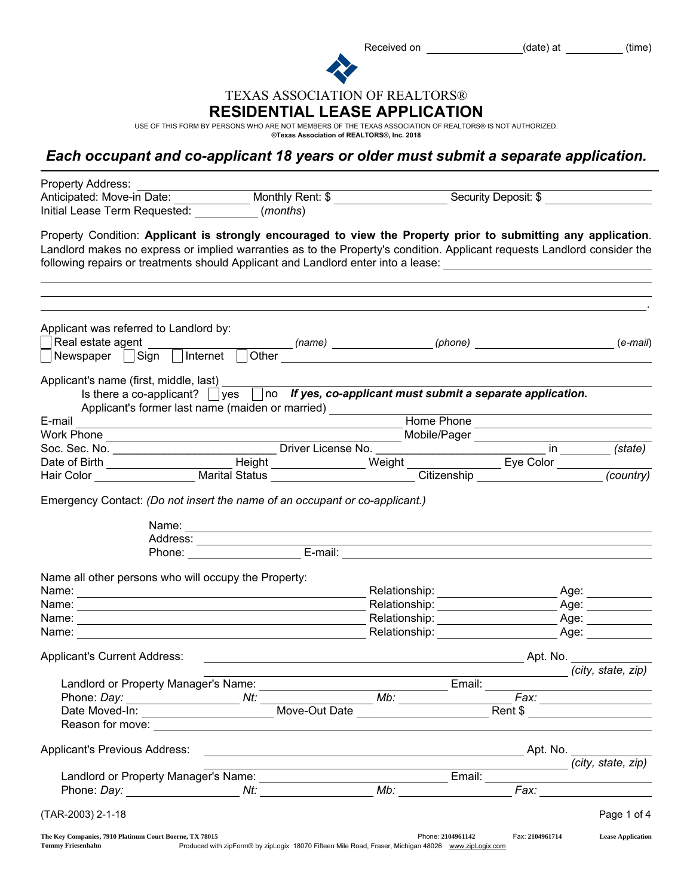Received on ________________(date) at __________ (time)

TEXAS ASSOCIATION OF REALTORS®

# RESIDENTIAL LEASE APPLICATION

USE OF THIS FORM BY PERSONS WHO ARE NOT MEMBERS OF THE TEXAS ASSOCIATION OF REALTORS® IS NOT AUTHORIZED.
**©Texas Association of REALTORS®, Inc. 2018**

## *Each occupant and co-applicant 18 years or older must submit a separate application.*

Property Address: ____________________________________________

Anticipated: Move-in Date: ____________ Monthly Rent: $ __________________ Security Deposit: $ __________________

Initial Lease Term Requested: __________ (*months*)

Property Condition: **Applicant is strongly encouraged to view the Property prior to submitting any application**. Landlord makes no express or implied warranties as to the Property's condition. Applicant requests Landlord consider the following repairs or treatments should Applicant and Landlord enter into a lease: ____________________________________________

____________________________________________

____________________________________________

____________________________________________.

Applicant was referred to Landlord by:

☐ Real estate agent ____________________ *(name)* ________________ *(phone)* ______________________ (*e-mail*)

☐ Newspaper ☐ Sign ☐ Internet ☐ Other ____________________________________________

Applicant's name (first, middle, last) ____________________________________________

Is there a co-applicant? ☐ yes ☐ no ***If yes, co-applicant must submit a separate application.***

Applicant's former last name (maiden or married) ____________________________________________

E-mail ____________________________________________ Home Phone ______________________

Work Phone ____________________________________________ Mobile/Pager ______________________

Soc. Sec. No. ________________________ Driver License No. ____________________________ in ________ *(state)*

Date of Birth ____________________ Height ________________ Weight ______________ Eye Color ____________

Hair Color ________________ Marital Status ______________________ Citizenship ____________________ *(country)*

Emergency Contact: *(Do not insert the name of an occupant or co-applicant.)*

Name: ____________________________________________

Address: ____________________________________________

Phone: __________________ E-mail: ____________________________________________

Name all other persons who will occupy the Property:

Name: ____________________________ Relationship: __________________ Age: __________

Name: ____________________________ Relationship: __________________ Age: __________

Name: ____________________________ Relationship: __________________ Age: __________

Name: ____________________________ Relationship: __________________ Age: __________

Applicant's Current Address: ____________________________________________ Apt. No. ____________

____________________________________________ *(city, state, zip)*

Landlord or Property Manager's Name: ____________________________ Email: ______________________

Phone: *Day:* __________________ *Nt:* __________________ *Mb:* __________________ *Fax:* __________________

Date Moved-In: ____________________ Move-Out Date ____________________ Rent $ __________________

Reason for move: ____________________________________________

Applicant's Previous Address: ____________________________________________ Apt. No. ____________

____________________________________________ *(city, state, zip)*

Landlord or Property Manager's Name: ____________________________ Email: ______________________

Phone: *Day:* __________________ *Nt:* __________________ *Mb:* __________________ *Fax:* __________________

(TAR-2003) 2-1-18

The Key Companies, 7910 Platinum Court Boerne, TX 78015 Phone: 2104961142 Fax: 2104961714 Lease Application
Tommy Friesenhahn Produced with zipForm® by zipLogix 18070 Fifteen Mile Road, Fraser, Michigan 48026 www.zipLogix.com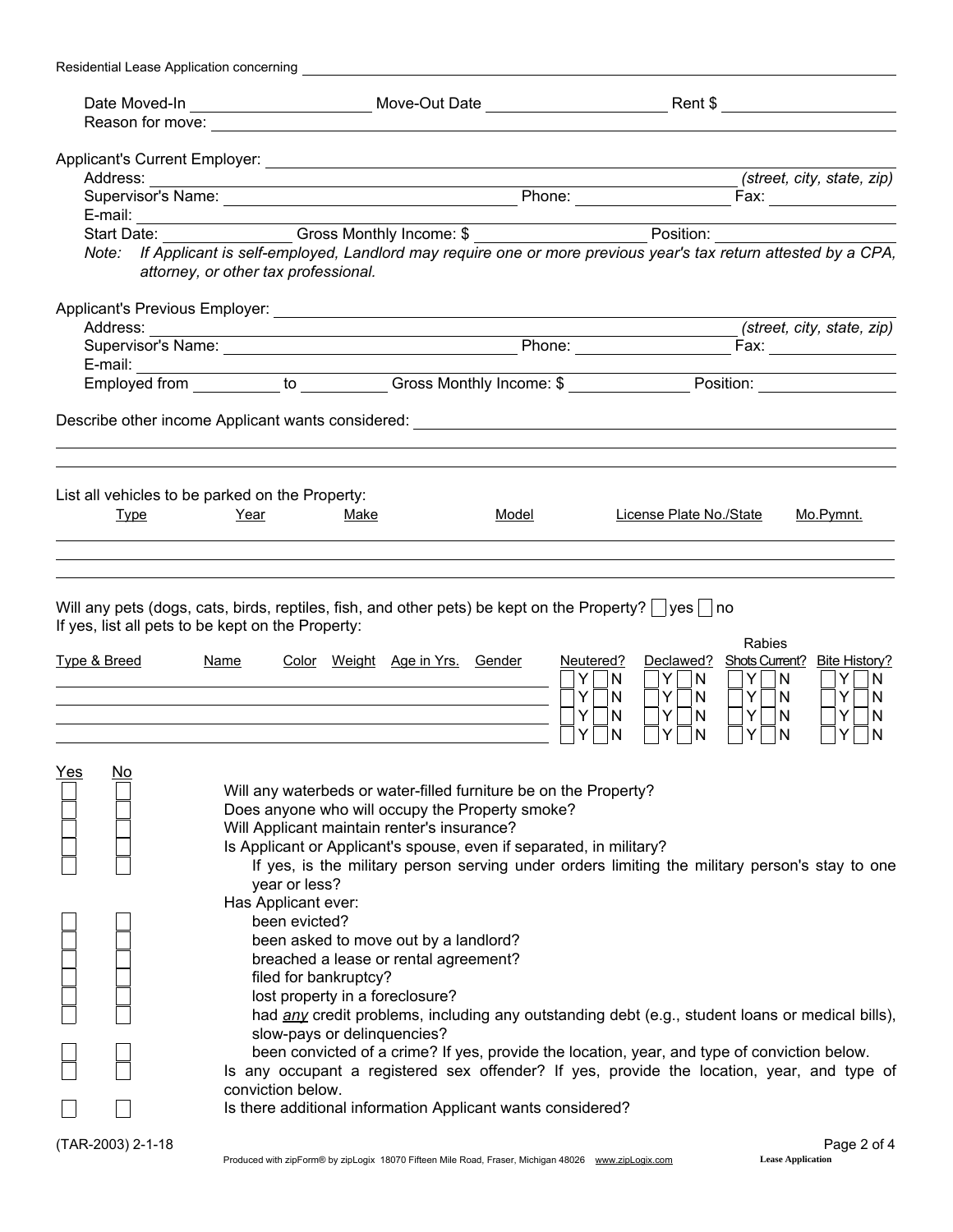Residential Lease Application concerning ______________________________

Date Moved-In ____________ Move-Out Date ____________ Rent $ ____________

Reason for move: ______________________________

Applicant's Current Employer: ______________________________

Address: ______________________________ *(street, city, state, zip)*

Supervisor's Name: ____________ Phone: ____________ Fax: ____________

E-mail: ______________________________

Start Date: ____________ Gross Monthly Income: $ ____________ Position: ____________

Note: *If Applicant is self-employed, Landlord may require one or more previous year's tax return attested by a CPA, attorney, or other tax professional.*

Applicant's Previous Employer: ______________________________

Address: ______________________________ *(street, city, state, zip)*

Supervisor's Name: ____________ Phone: ____________ Fax: ____________

E-mail: ______________________________

Employed from ________ to ________ Gross Monthly Income: $ ____________ Position: ____________

Describe other income Applicant wants considered: ______________________________

______________________________

______________________________

List all vehicles to be parked on the Property:

| Type | Year | Make | Model | License Plate No./State | Mo.Pymnt. |
|---|---|---|---|---|---|
| | | | | | |
| | | | | | |
| | | | | | |

Will any pets (dogs, cats, birds, reptiles, fish, and other pets) be kept on the Property? ☐ yes ☐ no

If yes, list all pets to be kept on the Property:

| Type & Breed | Name | Color | Weight | Age in Yrs. | Gender | Neutered? | Declawed? | Rabies Shots Current? | Bite History? |
|---|---|---|---|---|---|---|---|---|---|
| | | | | | | ☐Y ☐N | ☐Y ☐N | ☐Y ☐N | ☐Y ☐N |
| | | | | | | ☐Y ☐N | ☐Y ☐N | ☐Y ☐N | ☐Y ☐N |
| | | | | | | ☐Y ☐N | ☐Y ☐N | ☐Y ☐N | ☐Y ☐N |
| | | | | | | ☐Y ☐N | ☐Y ☐N | ☐Y ☐N | ☐Y ☐N |

| Yes | No | |
|---|---|---|
| ☐ | ☐ | Will any waterbeds or water-filled furniture be on the Property? |
| ☐ | ☐ | Does anyone who will occupy the Property smoke? |
| ☐ | ☐ | Will Applicant maintain renter's insurance? |
| ☐ | ☐ | Is Applicant or Applicant's spouse, even if separated, in military? |
| ☐ | ☐ | If yes, is the military person serving under orders limiting the military person's stay to one year or less? |
| | | Has Applicant ever: |
| ☐ | ☐ | been evicted? |
| ☐ | ☐ | been asked to move out by a landlord? |
| ☐ | ☐ | breached a lease or rental agreement? |
| ☐ | ☐ | filed for bankruptcy? |
| ☐ | ☐ | lost property in a foreclosure? |
| ☐ | ☐ | had *any* credit problems, including any outstanding debt (e.g., student loans or medical bills), slow-pays or delinquencies? |
| ☐ | ☐ | been convicted of a crime? If yes, provide the location, year, and type of conviction below. |
| ☐ | ☐ | Is any occupant a registered sex offender? If yes, provide the location, year, and type of conviction below. |
| ☐ | ☐ | Is there additional information Applicant wants considered? |

(TAR-2003) 2-1-18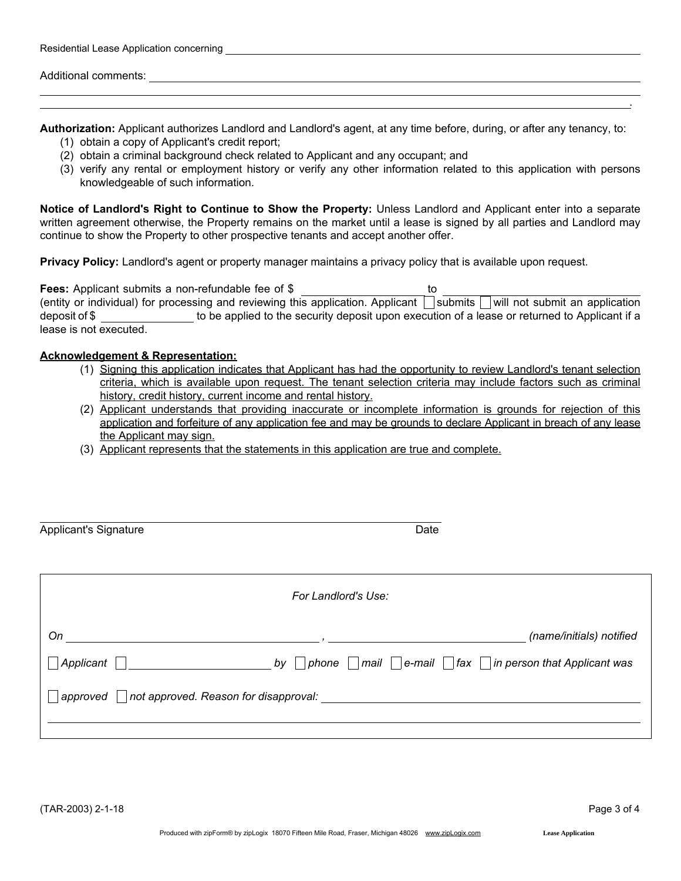Residential Lease Application concerning ______________________________________________

Additional comments: ______________________________________________

______________________________________________

______________________________________________.

**Authorization:** Applicant authorizes Landlord and Landlord's agent, at any time before, during, or after any tenancy, to:

(1) obtain a copy of Applicant's credit report;
(2) obtain a criminal background check related to Applicant and any occupant; and
(3) verify any rental or employment history or verify any other information related to this application with persons knowledgeable of such information.

**Notice of Landlord's Right to Continue to Show the Property:** Unless Landlord and Applicant enter into a separate written agreement otherwise, the Property remains on the market until a lease is signed by all parties and Landlord may continue to show the Property to other prospective tenants and accept another offer.

**Privacy Policy:** Landlord's agent or property manager maintains a privacy policy that is available upon request.

**Fees:** Applicant submits a non-refundable fee of $ ______________ to ______________ (entity or individual) for processing and reviewing this application. Applicant ☐ submits ☐ will not submit an application deposit of $ ______________ to be applied to the security deposit upon execution of a lease or returned to Applicant if a lease is not executed.

**Acknowledgement & Representation:**

(1) Signing this application indicates that Applicant has had the opportunity to review Landlord's tenant selection criteria, which is available upon request. The tenant selection criteria may include factors such as criminal history, credit history, current income and rental history.
(2) Applicant understands that providing inaccurate or incomplete information is grounds for rejection of this application and forfeiture of any application fee and may be grounds to declare Applicant in breach of any lease the Applicant may sign.
(3) Applicant represents that the statements in this application are true and complete.

______________________________________________

Applicant's Signature                                        Date

*For Landlord's Use:*

*On* ______________________________ *,* ______________________________ *(name/initials) notified*

☐ *Applicant* ☐ ______________________ *by* ☐ *phone* ☐ *mail* ☐ *e-mail* ☐ *fax* ☐ *in person that Applicant was*

☐ *approved* ☐ *not approved. Reason for disapproval:* ______________________________

______________________________________________

(TAR-2003) 2-1-18

Produced with zipForm® by zipLogix 18070 Fifteen Mile Road, Fraser, Michigan 48026 www.zipLogix.com Lease Application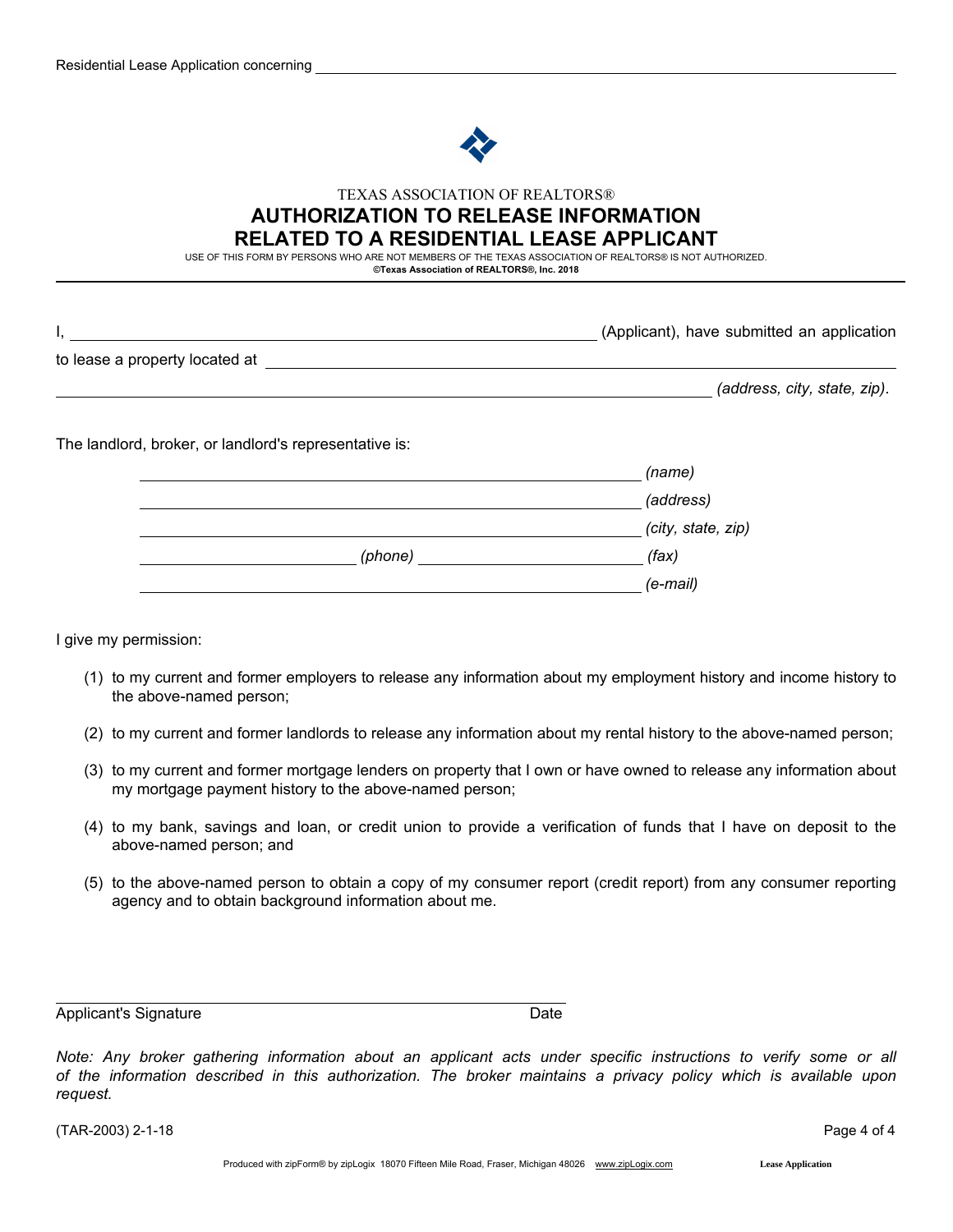TEXAS ASSOCIATION OF REALTORS®

# AUTHORIZATION TO RELEASE INFORMATION RELATED TO A RESIDENTIAL LEASE APPLICANT

USE OF THIS FORM BY PERSONS WHO ARE NOT MEMBERS OF THE TEXAS ASSOCIATION OF REALTORS® IS NOT AUTHORIZED.
**©Texas Association of REALTORS®, Inc. 2018**

I, ______________________________ (Applicant), have submitted an application to lease a property located at ______________________________ *(address, city, state, zip)*.

The landlord, broker, or landlord's representative is:

______________________________ *(name)*
______________________________ *(address)*
______________________________ *(city, state, zip)*
______________ *(phone)* ______________ *(fax)*
______________________________ *(e-mail)*

I give my permission:

(1) to my current and former employers to release any information about my employment history and income history to the above-named person;

(2) to my current and former landlords to release any information about my rental history to the above-named person;

(3) to my current and former mortgage lenders on property that I own or have owned to release any information about my mortgage payment history to the above-named person;

(4) to my bank, savings and loan, or credit union to provide a verification of funds that I have on deposit to the above-named person; and

(5) to the above-named person to obtain a copy of my consumer report (credit report) from any consumer reporting agency and to obtain background information about me.

______________________________
Applicant's Signature Date

*Note: Any broker gathering information about an applicant acts under specific instructions to verify some or all of the information described in this authorization. The broker maintains a privacy policy which is available upon request.*

(TAR-2003) 2-1-18